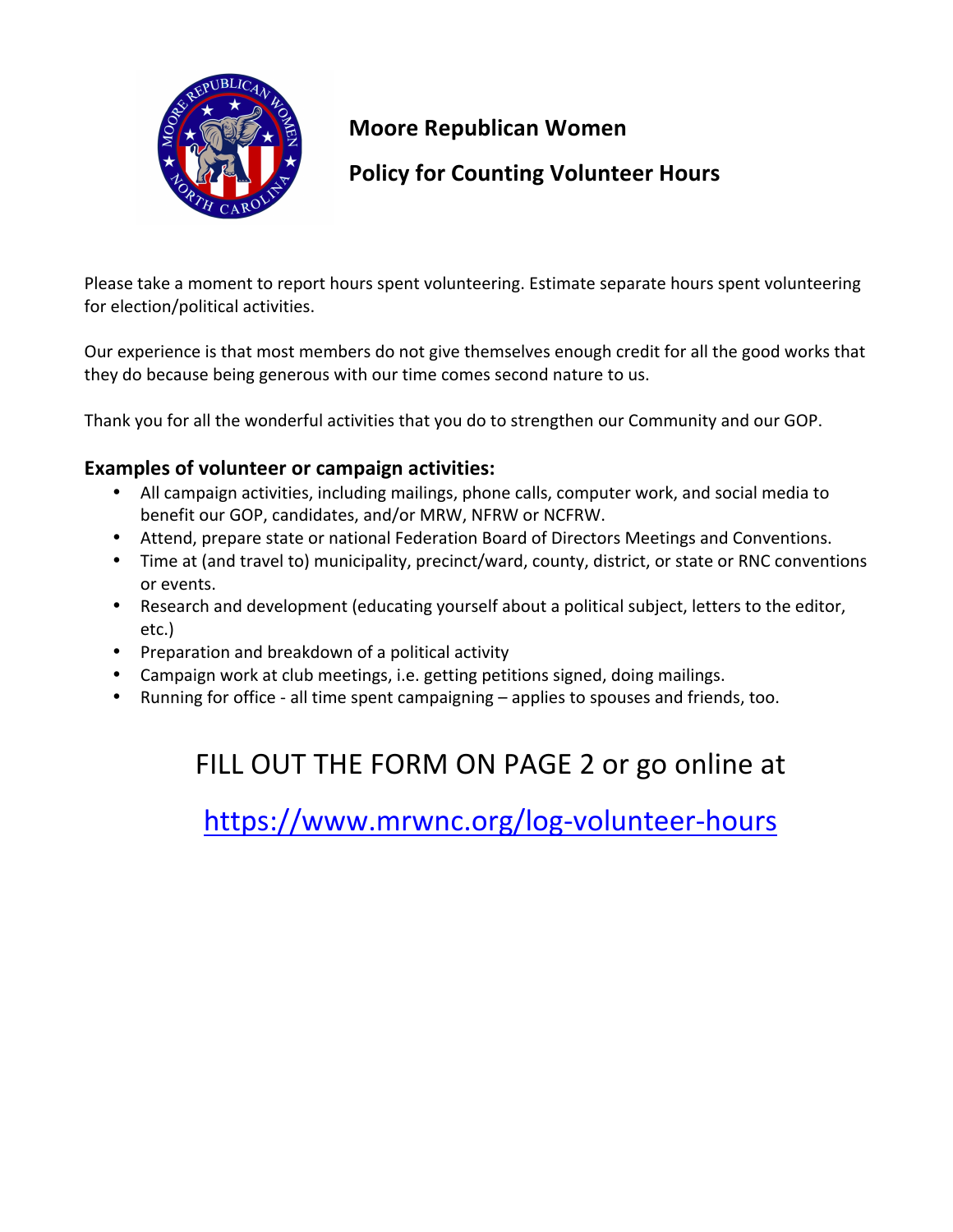# Moore Republican Women

## Policy for Counting Volunteer Hours

Please take a moment to report hours spent volunteering. Estimate separate hours spent volunteering for election/political activities.

Our experience is that most members do not give themselves enough credit for all the good works that they do because being generous with our time comes second nature to us.

Thank you for all the wonderful activities that you do to strengthen our Community and our GOP.

### Examples of volunteer or campaign activities:

- All campaign activities, including mailings, phone calls, computer work, and social media to benefit our GOP, candidates, and/or MRW, NFRW or NCFRW.
- Attend, prepare state or national Federation Board of Directors Meetings and Conventions.
- Time at (and travel to) municipality, precinct/ward, county, district, or state or RNC conventions or events.
- Research and development (educating yourself about a political subject, letters to the editor, etc.)
- Preparation and breakdown of a political activity
- Campaign work at club meetings, i.e. getting petitions signed, doing mailings.
- Running for office - all time spent campaigning – applies to spouses and friends, too.

FILL OUT THE FORM ON PAGE 2 or go online at

https://www.mrwnc.org/log-volunteer-hours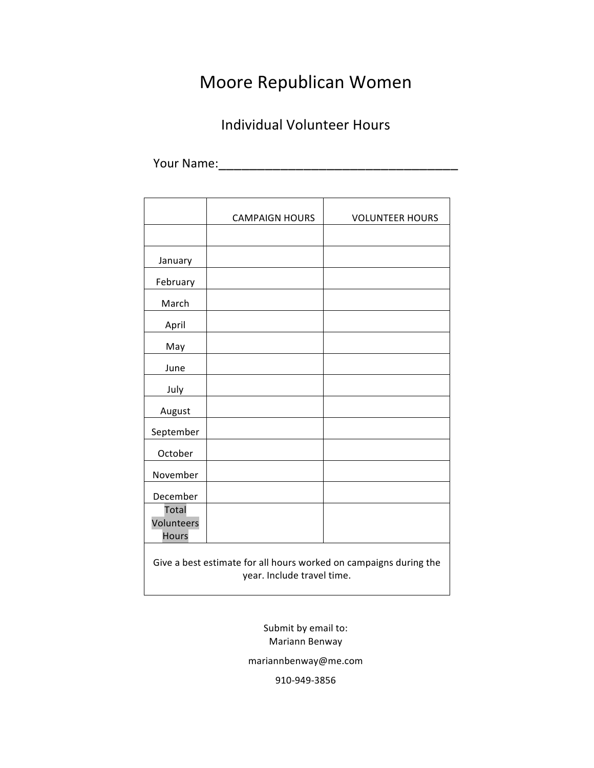# Moore Republican Women

## Individual Volunteer Hours

Your Name:__________________________________

| | CAMPAIGN HOURS | VOLUNTEER HOURS |
|---|---|---|
| | | |
| January | | |
| February | | |
| March | | |
| April | | |
| May | | |
| June | | |
| July | | |
| August | | |
| September | | |
| October | | |
| November | | |
| December | | |
| Total Volunteers Hours | | |
| Give a best estimate for all hours worked on campaigns during the year. Include travel time. | | |

Submit by email to:
Mariann Benway

mariannbenway@me.com

910-949-3856